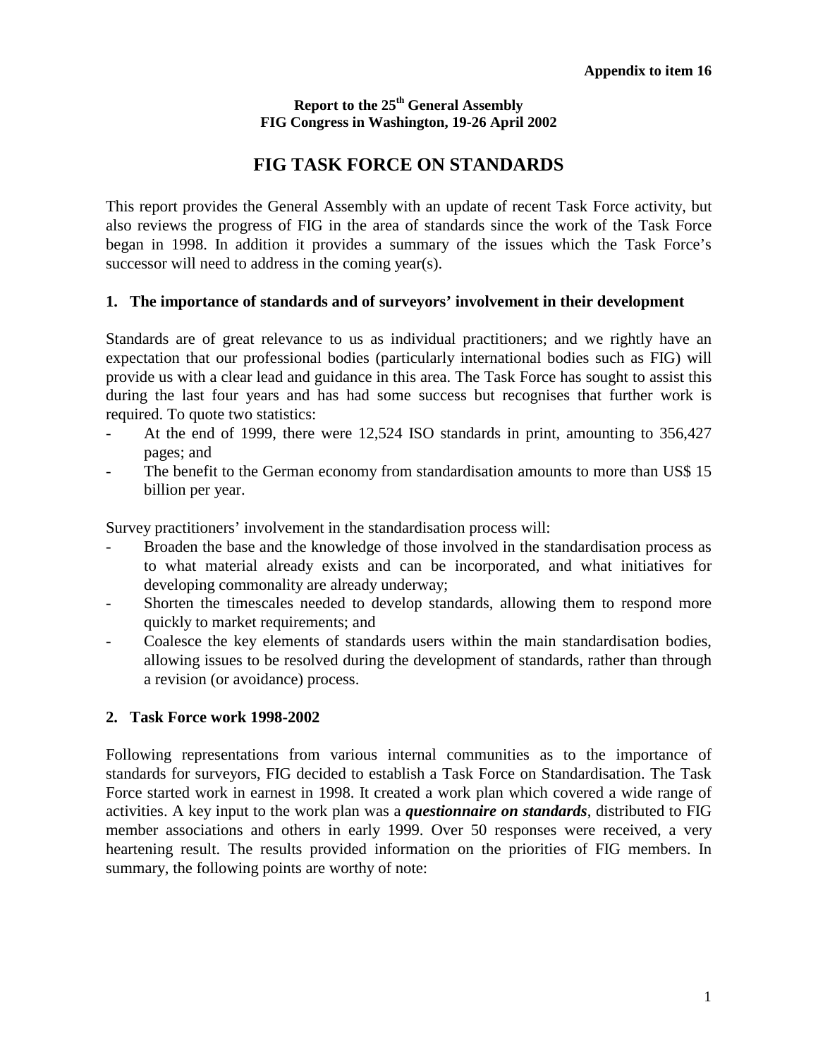**Appendix to item 16**

**Report to the 25th General Assembly**
**FIG Congress in Washington, 19-26 April 2002**

# FIG TASK FORCE ON STANDARDS

This report provides the General Assembly with an update of recent Task Force activity, but also reviews the progress of FIG in the area of standards since the work of the Task Force began in 1998. In addition it provides a summary of the issues which the Task Force's successor will need to address in the coming year(s).

## 1. The importance of standards and of surveyors' involvement in their development

Standards are of great relevance to us as individual practitioners; and we rightly have an expectation that our professional bodies (particularly international bodies such as FIG) will provide us with a clear lead and guidance in this area. The Task Force has sought to assist this during the last four years and has had some success but recognises that further work is required. To quote two statistics:

- At the end of 1999, there were 12,524 ISO standards in print, amounting to 356,427 pages; and
- The benefit to the German economy from standardisation amounts to more than US$ 15 billion per year.

Survey practitioners' involvement in the standardisation process will:

- Broaden the base and the knowledge of those involved in the standardisation process as to what material already exists and can be incorporated, and what initiatives for developing commonality are already underway;
- Shorten the timescales needed to develop standards, allowing them to respond more quickly to market requirements; and
- Coalesce the key elements of standards users within the main standardisation bodies, allowing issues to be resolved during the development of standards, rather than through a revision (or avoidance) process.

## 2. Task Force work 1998-2002

Following representations from various internal communities as to the importance of standards for surveyors, FIG decided to establish a Task Force on Standardisation. The Task Force started work in earnest in 1998. It created a work plan which covered a wide range of activities. A key input to the work plan was a ***questionnaire on standards***, distributed to FIG member associations and others in early 1999. Over 50 responses were received, a very heartening result. The results provided information on the priorities of FIG members. In summary, the following points are worthy of note: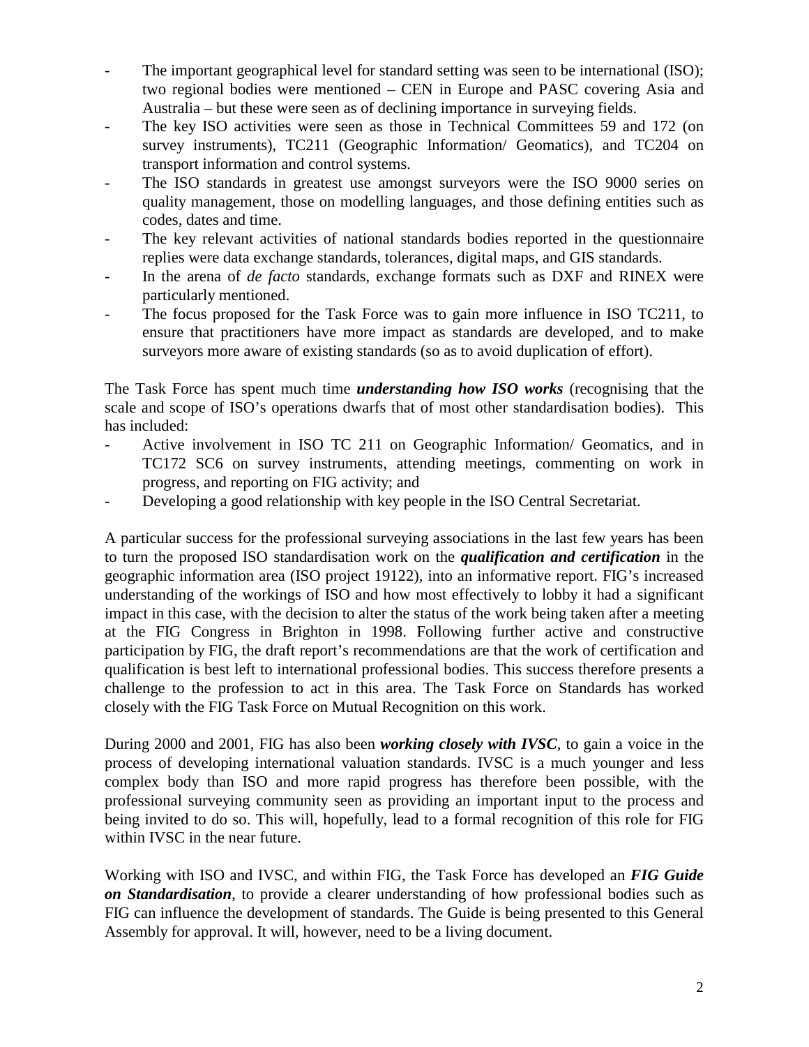- The important geographical level for standard setting was seen to be international (ISO); two regional bodies were mentioned – CEN in Europe and PASC covering Asia and Australia – but these were seen as of declining importance in surveying fields.
- The key ISO activities were seen as those in Technical Committees 59 and 172 (on survey instruments), TC211 (Geographic Information/ Geomatics), and TC204 on transport information and control systems.
- The ISO standards in greatest use amongst surveyors were the ISO 9000 series on quality management, those on modelling languages, and those defining entities such as codes, dates and time.
- The key relevant activities of national standards bodies reported in the questionnaire replies were data exchange standards, tolerances, digital maps, and GIS standards.
- In the arena of *de facto* standards, exchange formats such as DXF and RINEX were particularly mentioned.
- The focus proposed for the Task Force was to gain more influence in ISO TC211, to ensure that practitioners have more impact as standards are developed, and to make surveyors more aware of existing standards (so as to avoid duplication of effort).

The Task Force has spent much time ***understanding how ISO works*** (recognising that the scale and scope of ISO's operations dwarfs that of most other standardisation bodies). This has included:

- Active involvement in ISO TC 211 on Geographic Information/ Geomatics, and in TC172 SC6 on survey instruments, attending meetings, commenting on work in progress, and reporting on FIG activity; and
- Developing a good relationship with key people in the ISO Central Secretariat.

A particular success for the professional surveying associations in the last few years has been to turn the proposed ISO standardisation work on the ***qualification and certification*** in the geographic information area (ISO project 19122), into an informative report. FIG's increased understanding of the workings of ISO and how most effectively to lobby it had a significant impact in this case, with the decision to alter the status of the work being taken after a meeting at the FIG Congress in Brighton in 1998. Following further active and constructive participation by FIG, the draft report's recommendations are that the work of certification and qualification is best left to international professional bodies. This success therefore presents a challenge to the profession to act in this area. The Task Force on Standards has worked closely with the FIG Task Force on Mutual Recognition on this work.

During 2000 and 2001, FIG has also been ***working closely with IVSC***, to gain a voice in the process of developing international valuation standards. IVSC is a much younger and less complex body than ISO and more rapid progress has therefore been possible, with the professional surveying community seen as providing an important input to the process and being invited to do so. This will, hopefully, lead to a formal recognition of this role for FIG within IVSC in the near future.

Working with ISO and IVSC, and within FIG, the Task Force has developed an ***FIG Guide on Standardisation***, to provide a clearer understanding of how professional bodies such as FIG can influence the development of standards. The Guide is being presented to this General Assembly for approval. It will, however, need to be a living document.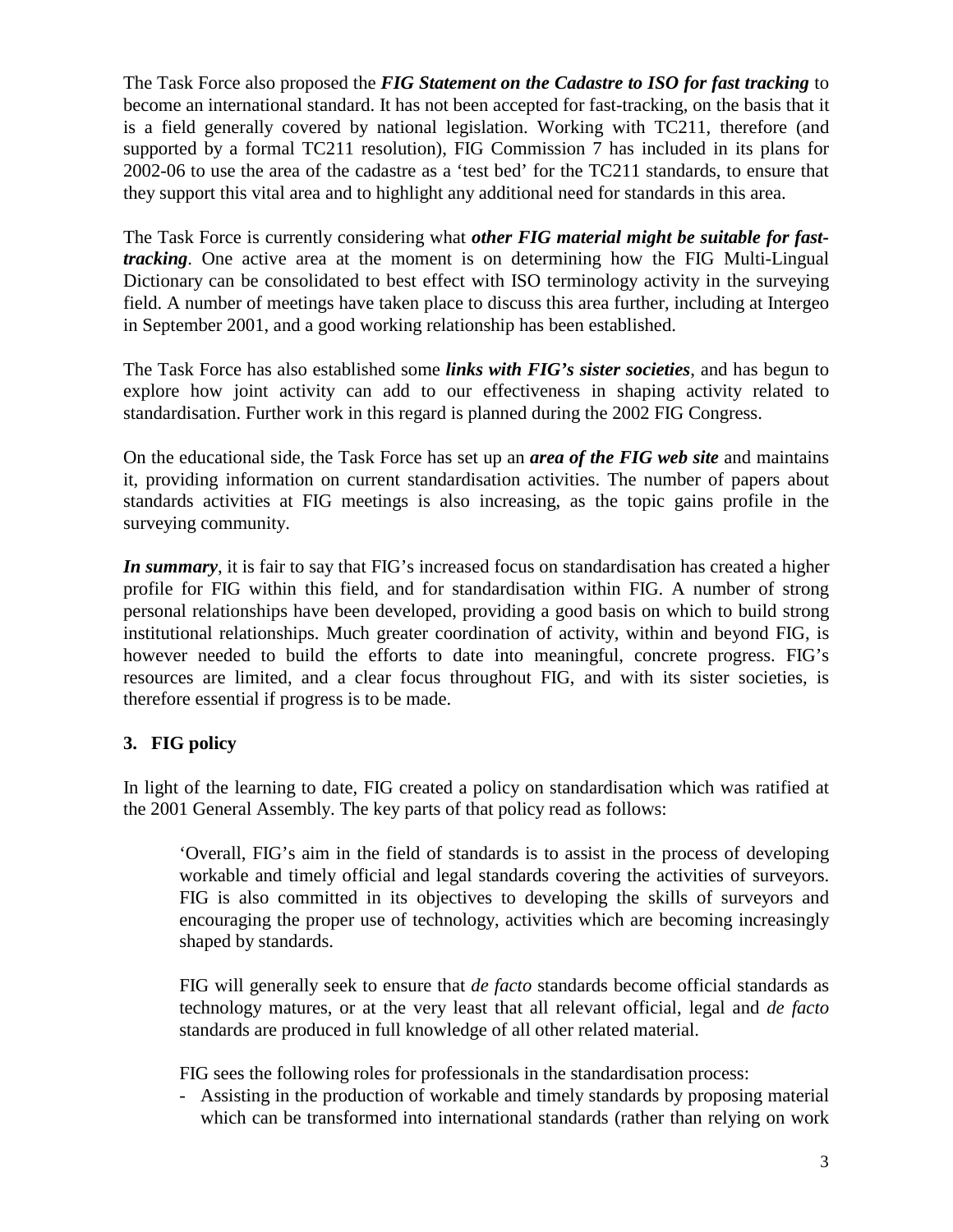The Task Force also proposed the ***FIG Statement on the Cadastre to ISO for fast tracking*** to become an international standard. It has not been accepted for fast-tracking, on the basis that it is a field generally covered by national legislation. Working with TC211, therefore (and supported by a formal TC211 resolution), FIG Commission 7 has included in its plans for 2002-06 to use the area of the cadastre as a 'test bed' for the TC211 standards, to ensure that they support this vital area and to highlight any additional need for standards in this area.

The Task Force is currently considering what ***other FIG material might be suitable for fast-tracking***. One active area at the moment is on determining how the FIG Multi-Lingual Dictionary can be consolidated to best effect with ISO terminology activity in the surveying field. A number of meetings have taken place to discuss this area further, including at Intergeo in September 2001, and a good working relationship has been established.

The Task Force has also established some ***links with FIG's sister societies***, and has begun to explore how joint activity can add to our effectiveness in shaping activity related to standardisation. Further work in this regard is planned during the 2002 FIG Congress.

On the educational side, the Task Force has set up an ***area of the FIG web site*** and maintains it, providing information on current standardisation activities. The number of papers about standards activities at FIG meetings is also increasing, as the topic gains profile in the surveying community.

***In summary***, it is fair to say that FIG's increased focus on standardisation has created a higher profile for FIG within this field, and for standardisation within FIG. A number of strong personal relationships have been developed, providing a good basis on which to build strong institutional relationships. Much greater coordination of activity, within and beyond FIG, is however needed to build the efforts to date into meaningful, concrete progress. FIG's resources are limited, and a clear focus throughout FIG, and with its sister societies, is therefore essential if progress is to be made.

## 3. FIG policy

In light of the learning to date, FIG created a policy on standardisation which was ratified at the 2001 General Assembly. The key parts of that policy read as follows:

> 'Overall, FIG's aim in the field of standards is to assist in the process of developing workable and timely official and legal standards covering the activities of surveyors. FIG is also committed in its objectives to developing the skills of surveyors and encouraging the proper use of technology, activities which are becoming increasingly shaped by standards.
>
> FIG will generally seek to ensure that *de facto* standards become official standards as technology matures, or at the very least that all relevant official, legal and *de facto* standards are produced in full knowledge of all other related material.
>
> FIG sees the following roles for professionals in the standardisation process:
>
> - Assisting in the production of workable and timely standards by proposing material which can be transformed into international standards (rather than relying on work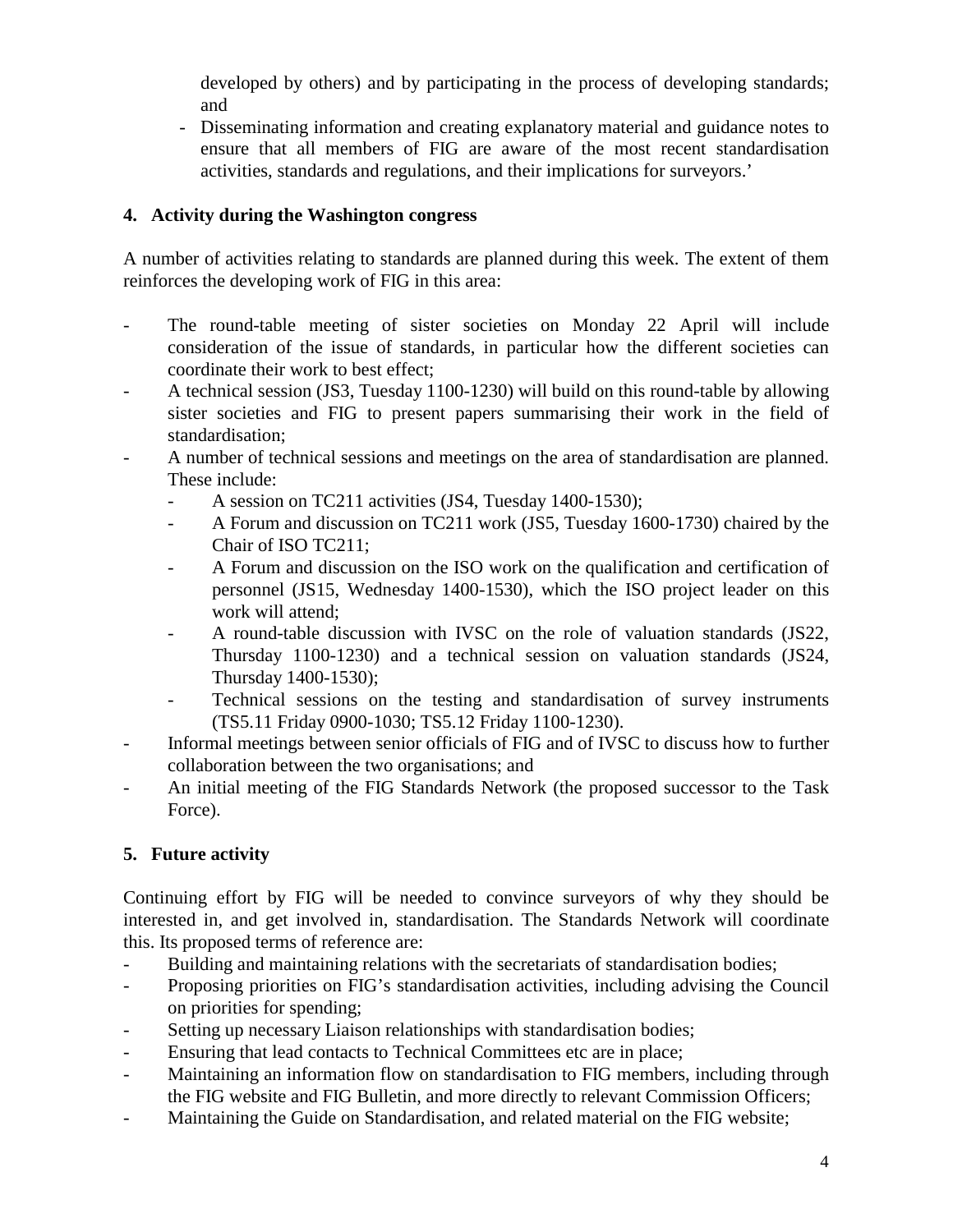developed by others) and by participating in the process of developing standards; and

- Disseminating information and creating explanatory material and guidance notes to ensure that all members of FIG are aware of the most recent standardisation activities, standards and regulations, and their implications for surveyors.'

## 4. Activity during the Washington congress

A number of activities relating to standards are planned during this week. The extent of them reinforces the developing work of FIG in this area:

- The round-table meeting of sister societies on Monday 22 April will include consideration of the issue of standards, in particular how the different societies can coordinate their work to best effect;
- A technical session (JS3, Tuesday 1100-1230) will build on this round-table by allowing sister societies and FIG to present papers summarising their work in the field of standardisation;
- A number of technical sessions and meetings on the area of standardisation are planned. These include:
  - A session on TC211 activities (JS4, Tuesday 1400-1530);
  - A Forum and discussion on TC211 work (JS5, Tuesday 1600-1730) chaired by the Chair of ISO TC211;
  - A Forum and discussion on the ISO work on the qualification and certification of personnel (JS15, Wednesday 1400-1530), which the ISO project leader on this work will attend;
  - A round-table discussion with IVSC on the role of valuation standards (JS22, Thursday 1100-1230) and a technical session on valuation standards (JS24, Thursday 1400-1530);
  - Technical sessions on the testing and standardisation of survey instruments (TS5.11 Friday 0900-1030; TS5.12 Friday 1100-1230).
- Informal meetings between senior officials of FIG and of IVSC to discuss how to further collaboration between the two organisations; and
- An initial meeting of the FIG Standards Network (the proposed successor to the Task Force).

## 5. Future activity

Continuing effort by FIG will be needed to convince surveyors of why they should be interested in, and get involved in, standardisation. The Standards Network will coordinate this. Its proposed terms of reference are:

- Building and maintaining relations with the secretariats of standardisation bodies;
- Proposing priorities on FIG's standardisation activities, including advising the Council on priorities for spending;
- Setting up necessary Liaison relationships with standardisation bodies;
- Ensuring that lead contacts to Technical Committees etc are in place;
- Maintaining an information flow on standardisation to FIG members, including through the FIG website and FIG Bulletin, and more directly to relevant Commission Officers;
- Maintaining the Guide on Standardisation, and related material on the FIG website;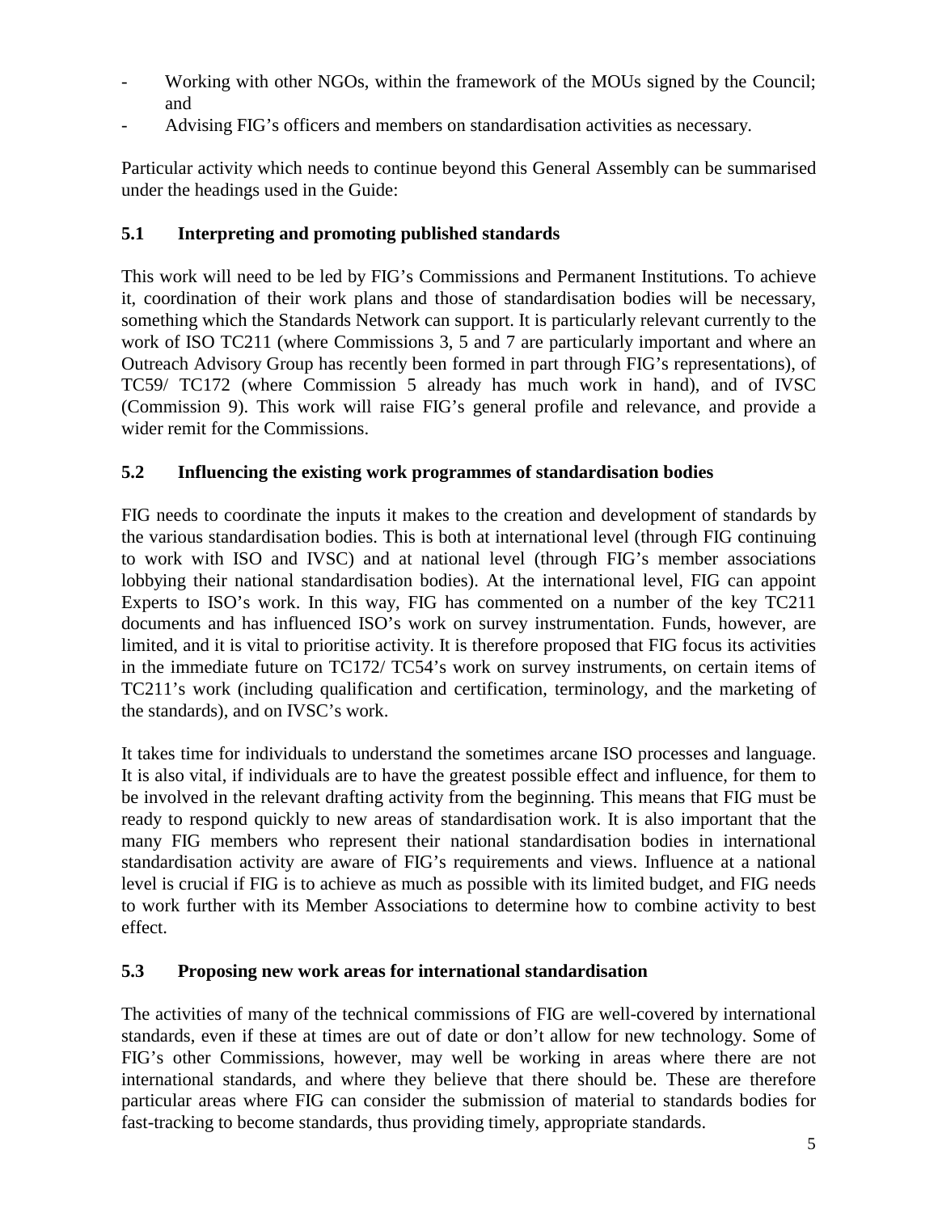- Working with other NGOs, within the framework of the MOUs signed by the Council; and
- Advising FIG's officers and members on standardisation activities as necessary.

Particular activity which needs to continue beyond this General Assembly can be summarised under the headings used in the Guide:

### 5.1 Interpreting and promoting published standards

This work will need to be led by FIG's Commissions and Permanent Institutions. To achieve it, coordination of their work plans and those of standardisation bodies will be necessary, something which the Standards Network can support. It is particularly relevant currently to the work of ISO TC211 (where Commissions 3, 5 and 7 are particularly important and where an Outreach Advisory Group has recently been formed in part through FIG's representations), of TC59/ TC172 (where Commission 5 already has much work in hand), and of IVSC (Commission 9). This work will raise FIG's general profile and relevance, and provide a wider remit for the Commissions.

### 5.2 Influencing the existing work programmes of standardisation bodies

FIG needs to coordinate the inputs it makes to the creation and development of standards by the various standardisation bodies. This is both at international level (through FIG continuing to work with ISO and IVSC) and at national level (through FIG's member associations lobbying their national standardisation bodies). At the international level, FIG can appoint Experts to ISO's work. In this way, FIG has commented on a number of the key TC211 documents and has influenced ISO's work on survey instrumentation. Funds, however, are limited, and it is vital to prioritise activity. It is therefore proposed that FIG focus its activities in the immediate future on TC172/ TC54's work on survey instruments, on certain items of TC211's work (including qualification and certification, terminology, and the marketing of the standards), and on IVSC's work.

It takes time for individuals to understand the sometimes arcane ISO processes and language. It is also vital, if individuals are to have the greatest possible effect and influence, for them to be involved in the relevant drafting activity from the beginning. This means that FIG must be ready to respond quickly to new areas of standardisation work. It is also important that the many FIG members who represent their national standardisation bodies in international standardisation activity are aware of FIG's requirements and views. Influence at a national level is crucial if FIG is to achieve as much as possible with its limited budget, and FIG needs to work further with its Member Associations to determine how to combine activity to best effect.

### 5.3 Proposing new work areas for international standardisation

The activities of many of the technical commissions of FIG are well-covered by international standards, even if these at times are out of date or don't allow for new technology. Some of FIG's other Commissions, however, may well be working in areas where there are not international standards, and where they believe that there should be. These are therefore particular areas where FIG can consider the submission of material to standards bodies for fast-tracking to become standards, thus providing timely, appropriate standards.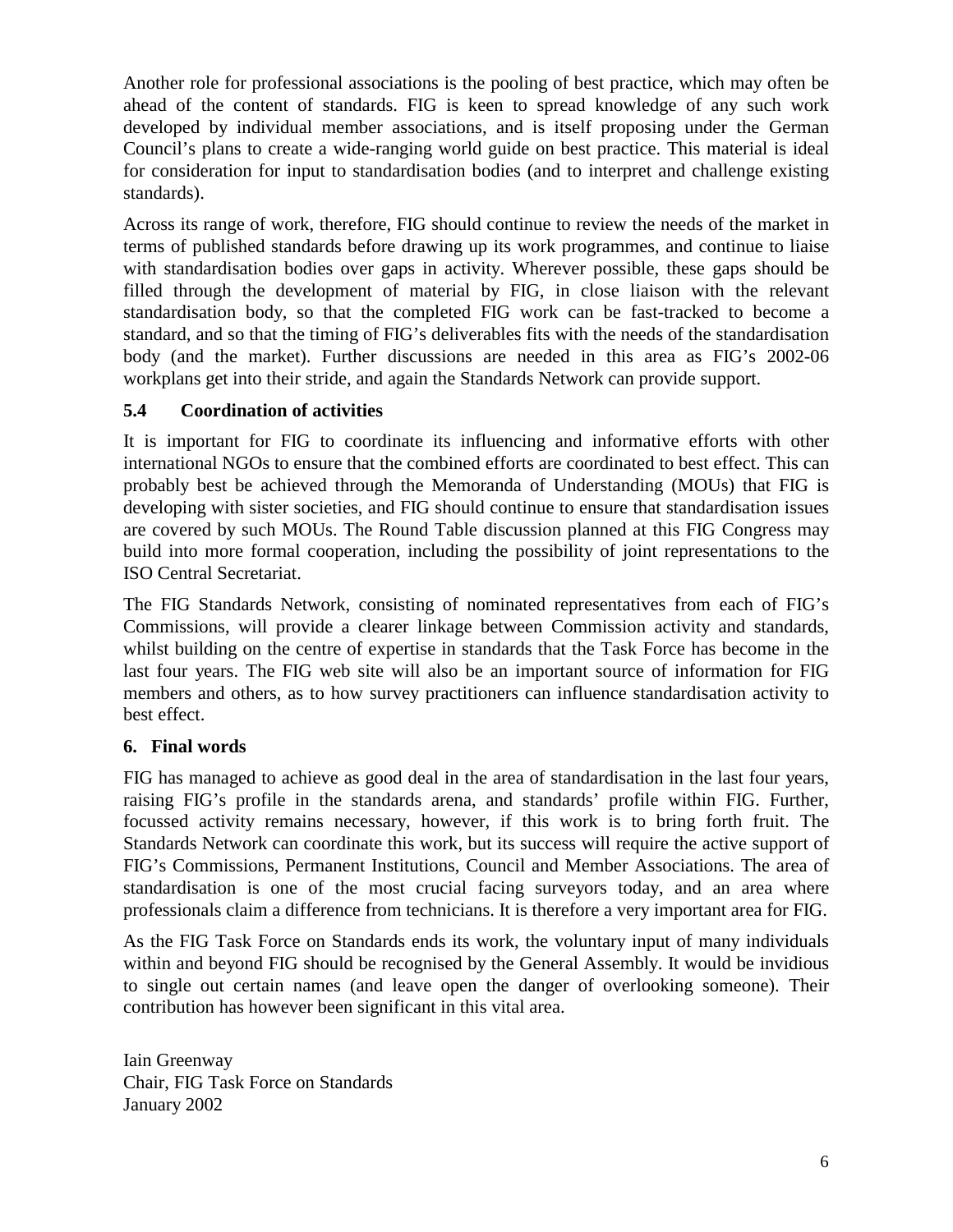Another role for professional associations is the pooling of best practice, which may often be ahead of the content of standards. FIG is keen to spread knowledge of any such work developed by individual member associations, and is itself proposing under the German Council's plans to create a wide-ranging world guide on best practice. This material is ideal for consideration for input to standardisation bodies (and to interpret and challenge existing standards).

Across its range of work, therefore, FIG should continue to review the needs of the market in terms of published standards before drawing up its work programmes, and continue to liaise with standardisation bodies over gaps in activity. Wherever possible, these gaps should be filled through the development of material by FIG, in close liaison with the relevant standardisation body, so that the completed FIG work can be fast-tracked to become a standard, and so that the timing of FIG's deliverables fits with the needs of the standardisation body (and the market). Further discussions are needed in this area as FIG's 2002-06 workplans get into their stride, and again the Standards Network can provide support.

### 5.4 Coordination of activities

It is important for FIG to coordinate its influencing and informative efforts with other international NGOs to ensure that the combined efforts are coordinated to best effect. This can probably best be achieved through the Memoranda of Understanding (MOUs) that FIG is developing with sister societies, and FIG should continue to ensure that standardisation issues are covered by such MOUs. The Round Table discussion planned at this FIG Congress may build into more formal cooperation, including the possibility of joint representations to the ISO Central Secretariat.

The FIG Standards Network, consisting of nominated representatives from each of FIG's Commissions, will provide a clearer linkage between Commission activity and standards, whilst building on the centre of expertise in standards that the Task Force has become in the last four years. The FIG web site will also be an important source of information for FIG members and others, as to how survey practitioners can influence standardisation activity to best effect.

## 6. Final words

FIG has managed to achieve as good deal in the area of standardisation in the last four years, raising FIG's profile in the standards arena, and standards' profile within FIG. Further, focussed activity remains necessary, however, if this work is to bring forth fruit. The Standards Network can coordinate this work, but its success will require the active support of FIG's Commissions, Permanent Institutions, Council and Member Associations. The area of standardisation is one of the most crucial facing surveyors today, and an area where professionals claim a difference from technicians. It is therefore a very important area for FIG.

As the FIG Task Force on Standards ends its work, the voluntary input of many individuals within and beyond FIG should be recognised by the General Assembly. It would be invidious to single out certain names (and leave open the danger of overlooking someone). Their contribution has however been significant in this vital area.

Iain Greenway
Chair, FIG Task Force on Standards
January 2002